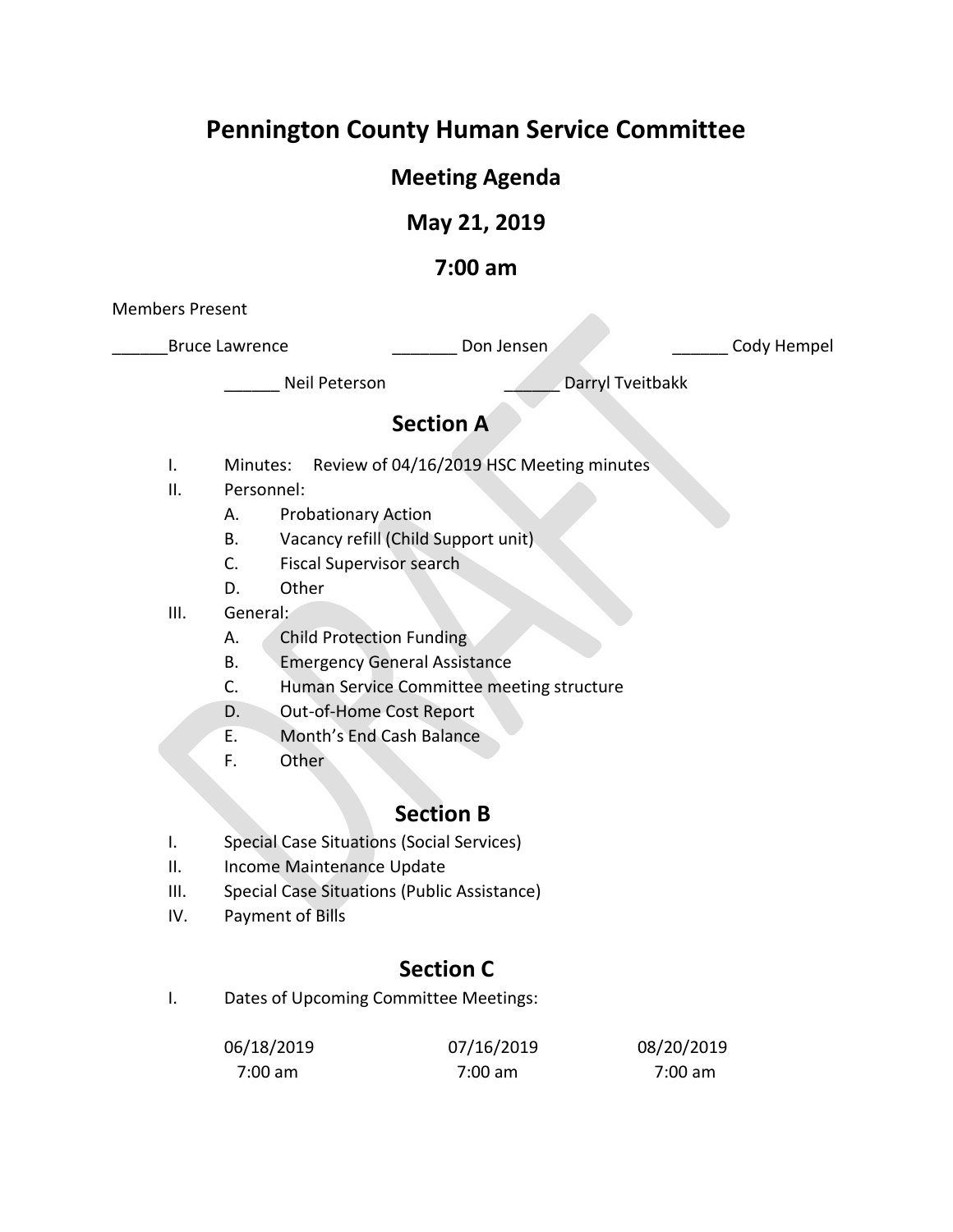# Pennington County Human Service Committee

## Meeting Agenda

## May 21, 2019

## 7:00 am

Members Present

______Bruce Lawrence _______ Don Jensen ______ Cody Hempel

______ Neil Peterson ______ Darryl Tveitbakk

## Section A

I. Minutes: Review of 04/16/2019 HSC Meeting minutes

II. Personnel:
   - A. Probationary Action
   - B. Vacancy refill (Child Support unit)
   - C. Fiscal Supervisor search
   - D. Other

III. General:
   - A. Child Protection Funding
   - B. Emergency General Assistance
   - C. Human Service Committee meeting structure
   - D. Out-of-Home Cost Report
   - E. Month's End Cash Balance
   - F. Other

## Section B

I. Special Case Situations (Social Services)

II. Income Maintenance Update

III. Special Case Situations (Public Assistance)

IV. Payment of Bills

## Section C

I. Dates of Upcoming Committee Meetings:

| 06/18/2019 | 07/16/2019 | 08/20/2019 |
|---|---|---|
| 7:00 am | 7:00 am | 7:00 am |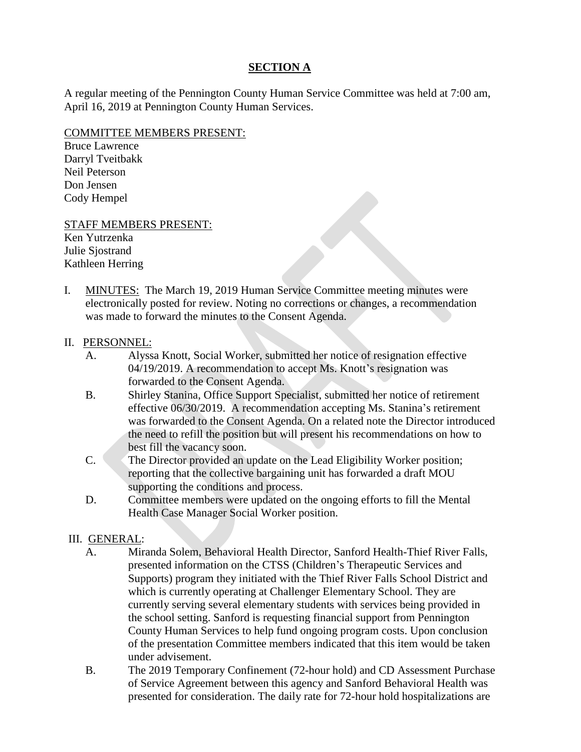## SECTION A

A regular meeting of the Pennington County Human Service Committee was held at 7:00 am, April 16, 2019 at Pennington County Human Services.

COMMITTEE MEMBERS PRESENT:
Bruce Lawrence
Darryl Tveitbakk
Neil Peterson
Don Jensen
Cody Hempel

STAFF MEMBERS PRESENT:
Ken Yutrzenka
Julie Sjostrand
Kathleen Herring

I. MINUTES: The March 19, 2019 Human Service Committee meeting minutes were electronically posted for review. Noting no corrections or changes, a recommendation was made to forward the minutes to the Consent Agenda.

II. PERSONNEL:

A. Alyssa Knott, Social Worker, submitted her notice of resignation effective 04/19/2019. A recommendation to accept Ms. Knott's resignation was forwarded to the Consent Agenda.

B. Shirley Stanina, Office Support Specialist, submitted her notice of retirement effective 06/30/2019. A recommendation accepting Ms. Stanina's retirement was forwarded to the Consent Agenda. On a related note the Director introduced the need to refill the position but will present his recommendations on how to best fill the vacancy soon.

C. The Director provided an update on the Lead Eligibility Worker position; reporting that the collective bargaining unit has forwarded a draft MOU supporting the conditions and process.

D. Committee members were updated on the ongoing efforts to fill the Mental Health Case Manager Social Worker position.

III. GENERAL:

A. Miranda Solem, Behavioral Health Director, Sanford Health-Thief River Falls, presented information on the CTSS (Children's Therapeutic Services and Supports) program they initiated with the Thief River Falls School District and which is currently operating at Challenger Elementary School. They are currently serving several elementary students with services being provided in the school setting. Sanford is requesting financial support from Pennington County Human Services to help fund ongoing program costs. Upon conclusion of the presentation Committee members indicated that this item would be taken under advisement.

B. The 2019 Temporary Confinement (72-hour hold) and CD Assessment Purchase of Service Agreement between this agency and Sanford Behavioral Health was presented for consideration. The daily rate for 72-hour hold hospitalizations are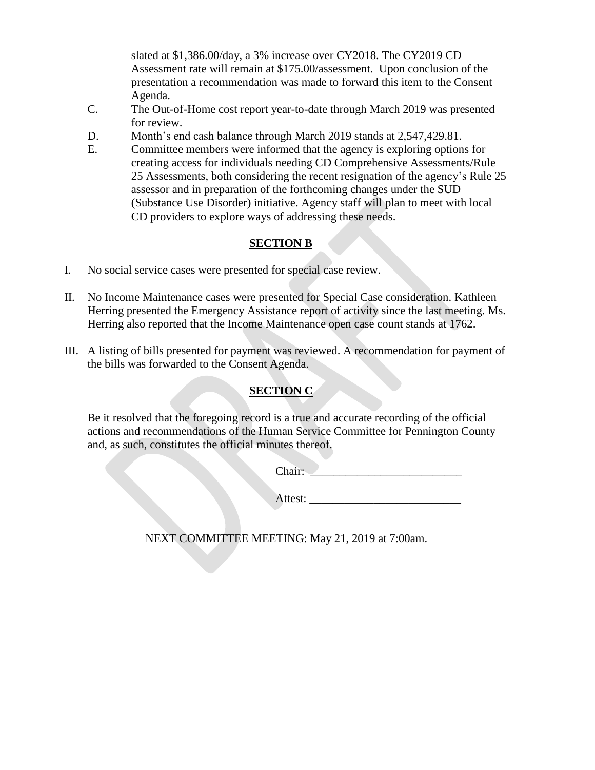slated at $1,386.00/day, a 3% increase over CY2018. The CY2019 CD Assessment rate will remain at $175.00/assessment. Upon conclusion of the presentation a recommendation was made to forward this item to the Consent Agenda.

C. The Out-of-Home cost report year-to-date through March 2019 was presented for review.

D. Month's end cash balance through March 2019 stands at 2,547,429.81.

E. Committee members were informed that the agency is exploring options for creating access for individuals needing CD Comprehensive Assessments/Rule 25 Assessments, both considering the recent resignation of the agency's Rule 25 assessor and in preparation of the forthcoming changes under the SUD (Substance Use Disorder) initiative. Agency staff will plan to meet with local CD providers to explore ways of addressing these needs.

## SECTION B

I. No social service cases were presented for special case review.

II. No Income Maintenance cases were presented for Special Case consideration. Kathleen Herring presented the Emergency Assistance report of activity since the last meeting. Ms. Herring also reported that the Income Maintenance open case count stands at 1762.

III. A listing of bills presented for payment was reviewed. A recommendation for payment of the bills was forwarded to the Consent Agenda.

## SECTION C

Be it resolved that the foregoing record is a true and accurate recording of the official actions and recommendations of the Human Service Committee for Pennington County and, as such, constitutes the official minutes thereof.

Chair: __________________________

Attest: __________________________

NEXT COMMITTEE MEETING: May 21, 2019 at 7:00am.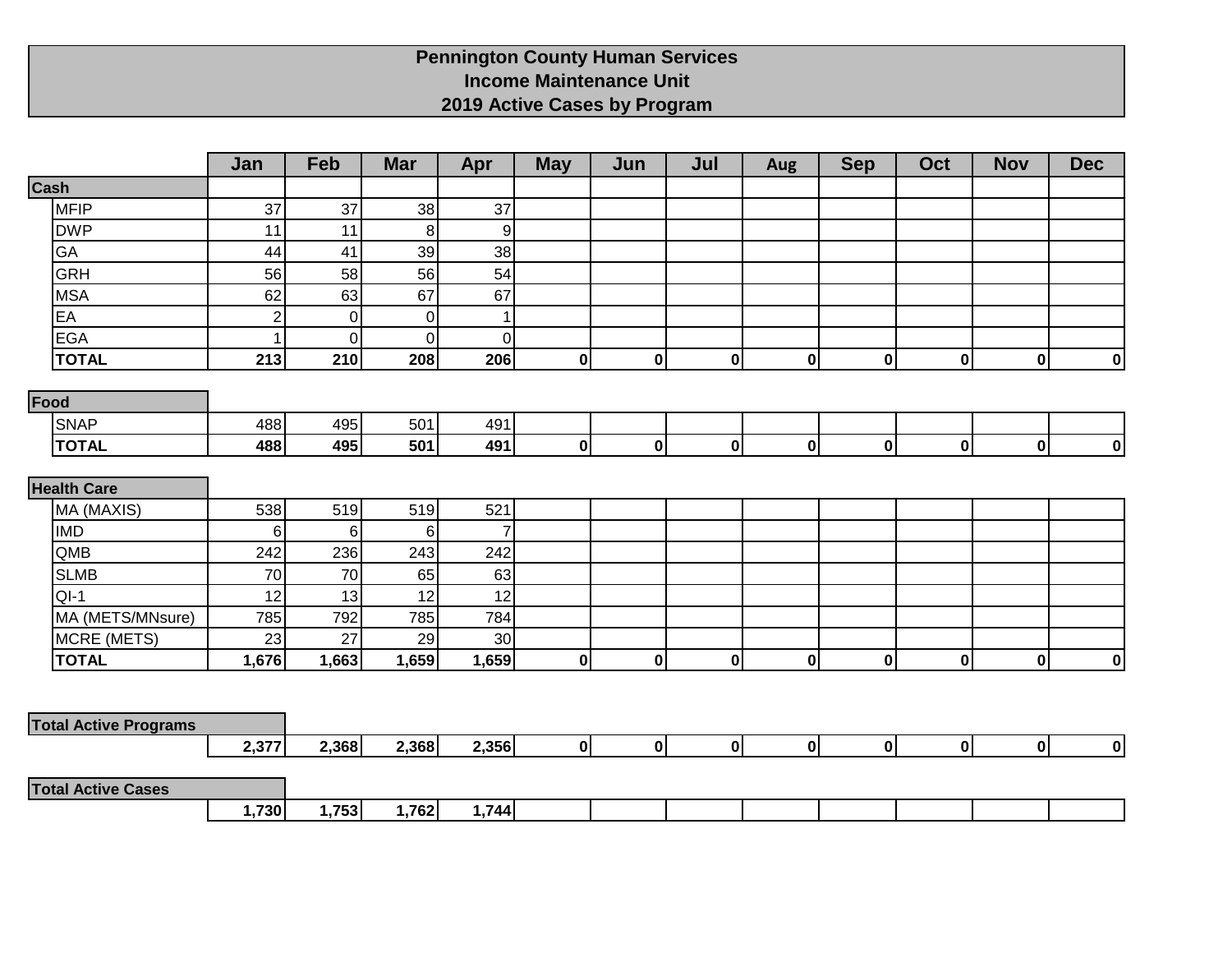# Pennington County Human Services
## Income Maintenance Unit
## 2019 Active Cases by Program

| | Jan | Feb | Mar | Apr | May | Jun | Jul | Aug | Sep | Oct | Nov | Dec |
|---|---|---|---|---|---|---|---|---|---|---|---|---|
| **Cash** | | | | | | | | | | | | |
| MFIP | 37 | 37 | 38 | 37 | | | | | | | | |
| DWP | 11 | 11 | 8 | 9 | | | | | | | | |
| GA | 44 | 41 | 39 | 38 | | | | | | | | |
| GRH | 56 | 58 | 56 | 54 | | | | | | | | |
| MSA | 62 | 63 | 67 | 67 | | | | | | | | |
| EA | 2 | 0 | 0 | 1 | | | | | | | | |
| EGA | 1 | 0 | 0 | 0 | | | | | | | | |
| **TOTAL** | **213** | **210** | **208** | **206** | **0** | **0** | **0** | **0** | **0** | **0** | **0** | **0** |
| **Food** | | | | | | | | | | | | |
| SNAP | 488 | 495 | 501 | 491 | | | | | | | | |
| **TOTAL** | **488** | **495** | **501** | **491** | **0** | **0** | **0** | **0** | **0** | **0** | **0** | **0** |
| **Health Care** | | | | | | | | | | | | |
| MA (MAXIS) | 538 | 519 | 519 | 521 | | | | | | | | |
| IMD | 6 | 6 | 6 | 7 | | | | | | | | |
| QMB | 242 | 236 | 243 | 242 | | | | | | | | |
| SLMB | 70 | 70 | 65 | 63 | | | | | | | | |
| QI-1 | 12 | 13 | 12 | 12 | | | | | | | | |
| MA (METS/MNsure) | 785 | 792 | 785 | 784 | | | | | | | | |
| MCRE (METS) | 23 | 27 | 29 | 30 | | | | | | | | |
| **TOTAL** | **1,676** | **1,663** | **1,659** | **1,659** | **0** | **0** | **0** | **0** | **0** | **0** | **0** | **0** |
| **Total Active Programs** | **2,377** | **2,368** | **2,368** | **2,356** | **0** | **0** | **0** | **0** | **0** | **0** | **0** | **0** |
| **Total Active Cases** | **1,730** | **1,753** | **1,762** | **1,744** | | | | | | | | |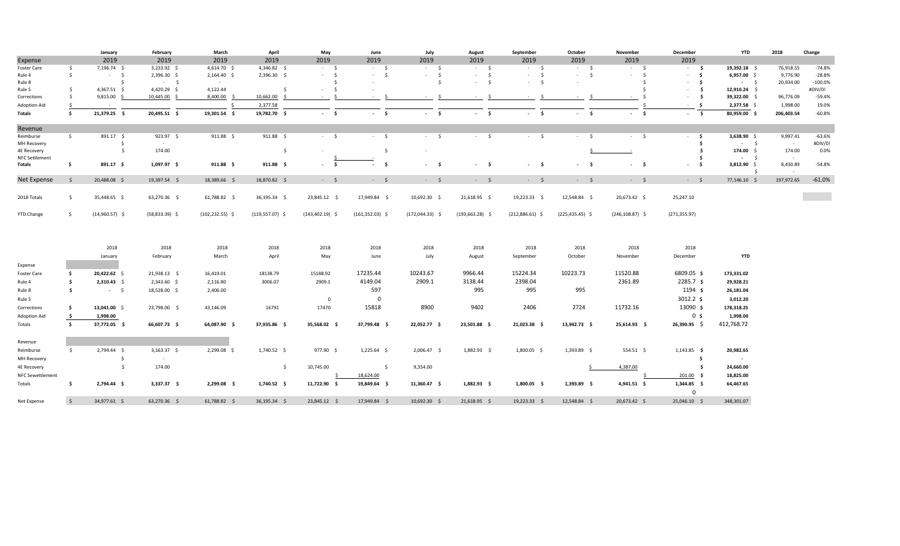|  | January | February | March | April | May | June | July | August | September | October | November | December | YTD | 2018 | Change |
|---|---|---|---|---|---|---|---|---|---|---|---|---|---|---|---|
| **Expense** | 2019 | 2019 | 2019 | 2019 | 2019 | 2019 | 2019 | 2019 | 2019 | 2019 | 2019 | 2019 |  |  |  |
| Foster Care | $ 7,196.74 | $ 3,233.92 | $ 4,614.70 | $ 4,346.82 | $ - | $ - | $ - | $ - | $ - | $ - | $ - | $ - | **$ 19,392.18** | $ 76,918.55 | -74.8% |
| Rule 4 | $ - | $ 2,396.30 | $ 2,164.40 | $ 2,396.30 | $ - | $ - | $ - | $ - | $ - | $ - | $ - | $ - | **$ 6,957.00** | $ 9,776.90 | -28.8% |
| Rule 8 |  | $ - | $ - |  | $ - | - | $ | $ - | $ - | - | $ | $ - | **$ -** | $ 20,934.00 | -100.0% |
| Rule 5 | $ 4,367.51 | $ 4,420.29 | $ 4,122.44 |  | $ - | - |  |  |  |  |  | $ - | **$ 12,910.24** | $ - | #DIV/0! |
| Corrections | $ 9,815.00 | $ 10,445.00 | $ 8,400.00 | $ 10,662.00 | $ - | $ - | $ - | $ - | $ - | $ - | $ - | $ - | **$ 39,322.00** | $ 96,776.09 | -59.4% |
| Adoption Aid | $ - |  |  | $ 2,377.58 |  |  |  |  |  |  |  | $ - | **$ 2,377.58** | $ 1,998.00 | 19.0% |
| **Totals** | **$ 21,379.25** | **$ 20,495.51** | **$ 19,301.54** | **$ 19,782.70** | **$ -** | **$ -** | **$ -** | **$ -** | **$ -** | **$ -** | **$ -** | **$ -** | **$ 80,959.00** | **$ 206,403.54** | **-60.8%** |
| **Revenue** |  |  |  |  |  |  |  |  |  |  |  |  |  |  |  |
| Reimburse | $ 891.17 | $ 923.97 | $ 911.88 | $ 911.88 | $ - | $ - | $ - | $ - | $ - | $ - | $ - | $ - | **$ 3,638.90** | $ 9,997.41 | -63.6% |
| MH Recovery |  | $ - |  |  |  |  |  |  |  |  |  | $ | **$ -** | $ - | #DIV/0! |
| 4E Recovery |  | $ 174.00 |  | $ | - | $ | - |  |  | $ - |  | $ | **$ 174.00** | $ 174.00 | 0.0% |
| NFC Settlement |  |  |  |  | $ - | - |  |  |  |  |  | $ | **$ -** | $ - |  |
| **Totals** | **$ 891.17** | **$ 1,097.97** | **$ 911.88** | **$ 911.88** | **$ -** | **$ -** | **$ -** | **$ -** | **$ -** | **$ -** | **$ -** | **$ -** | **$ 3,812.90** | **$ 8,430.89** | **-54.8%** |
| **Net Expense** | $ 20,488.08 | $ 19,397.54 | $ 18,389.66 | $ 18,870.82 | $ - | $ - | $ - | $ - | $ - | $ - | $ - | $ - | $ 77,146.10 | $ 197,972.65 | -61.0% |
| 2018 Totals | $ 35,448.65 | $ 63,270.36 | $ 61,788.82 | $ 36,195.34 | $ 23,845.12 | $ 17,949.84 | $ 10,692.30 | $ 21,618.95 | $ 19,223.33 | $ 12,548.84 | $ 20,673.42 | 25,247.10 |  |  |  |
| YTD Change | $ (14,960.57) | $ (58,833.39) | $ (102,232.55) | $ (119,557.07) | $ (143,402.19) | $ (161,352.03) | $ (172,044.33) | $ (193,663.28) | $ (212,886.61) | $ (225,435.45) | $ (246,108.87) | (271,355.97) |  |  |  |

|  | 2018 | 2018 | 2018 | 2018 | 2018 | 2018 | 2018 | 2018 | 2018 | 2018 | 2018 | 2018 |  |
|---|---|---|---|---|---|---|---|---|---|---|---|---|---|
|  | January | February | March | April | May | June | July | August | September | October | November | December | YTD |
| Expense |  |  |  |  |  |  |  |  |  |  |  |  |  |
| Foster Care | **$ 20,422.62** | $ 21,938.13 | $ 16,419.01 | 18138.79 | 15188.92 | 17235.44 | 10243.67 | 9966.44 | 15224.34 | 10223.73 | 11520.88 | 6809.05 $ | **173,331.02** |
| Rule 4 | **$ 2,310.43** | $ 2,343.60 | $ 2,116.80 | 3006.07 | 2909.1 | 4149.04 | 2909.1 | 3138.44 | 2398.04 |  | 2361.89 | 2285.7 $ | **29,928.21** |
| Rule 8 | **$ -** | $ 18,528.00 | $ 2,406.00 |  |  | 597 |  | 995 | 995 | 995 |  | 1194 $ | **26,181.04** |
| Rule 5 |  |  |  |  | 0 | 0 |  |  |  |  |  | 3012.2 $ | **3,012.20** |
| Corrections | **$ 13,041.00** | $ 23,798.00 | $ 43,146.09 | 16791 | 17470 | 15818 | 8900 | 9402 | 2406 | 2724 | 11732.16 | 13090 $ | **178,318.25** |
| Adoption Aid | **$ 1,998.00** |  |  |  |  |  |  |  |  |  |  | 0 $ | **1,998.00** |
| Totals | **$ 37,772.05** | $ 66,607.73 | $ 64,087.90 | $ 37,935.86 | $ 35,568.02 | $ 37,799.48 | $ 22,052.77 | $ 23,501.88 | $ 21,023.38 | $ 13,942.73 | $ 25,614.93 | $ 26,390.95 $ | 412,768.72 |
| Revenue |  |  |  |  |  |  |  |  |  |  |  |  |  |
| Reimburse | $ 2,794.44 | $ 3,163.37 | $ 2,299.08 | $ 1,740.52 | $ 977.90 | $ 1,225.64 | $ 2,006.47 | $ 1,882.93 | $ 1,800.05 | $ 1,393.89 | $ 554.51 | $ 1,143.85 $ | **20,982.65** |
| MH Recovery |  | $ - |  |  |  |  |  |  |  |  |  | $ | **-** |
| 4E Recovery |  | $ 174.00 |  | $ | 10,745.00 | $ | 9,354.00 |  |  |  | $ 4,387.00 | $ | **24,660.00** |
| NFC Sewettlement |  |  |  |  |  | $ 18,624.00 |  |  |  |  |  | $ 201.00 $ | **18,825.00** |
| Totals | **$ 2,794.44** | **$ 3,337.37** | **$ 2,299.08** | **$ 1,740.52** | **$ 11,722.90** | **$ 19,849.64** | **$ 11,360.47** | **$ 1,882.93** | **$ 1,800.05** | **$ 1,393.89** | **$ 4,941.51** | **$ 1,344.85 $** | **64,467.65** |
|  |  |  |  |  |  |  |  |  |  |  |  | 0 |  |
| Net Expense | $ 34,977.61 | $ 63,270.36 | $ 61,788.82 | $ 36,195.34 | $ 23,845.12 | $ 17,949.84 | $ 10,692.30 | $ 21,618.95 | $ 19,223.33 | $ 12,548.84 | $ 20,673.42 | $ 25,046.10 $ | 348,301.07 |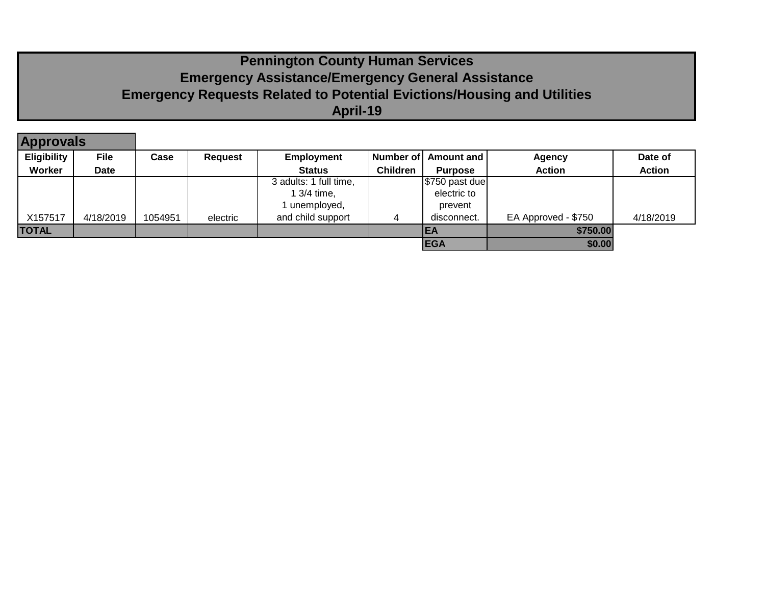# Pennington County Human Services
## Emergency Assistance/Emergency General Assistance
## Emergency Requests Related to Potential Evictions/Housing and Utilities
## April-19

### Approvals

| Eligibility Worker | File Date | Case | Request | Employment Status | Number of Children | Amount and Purpose | Agency Action | Date of Action |
|---|---|---|---|---|---|---|---|---|
| X157517 | 4/18/2019 | 1054951 | electric | 3 adults: 1 full time, 1 3/4 time, 1 unemployed, and child support | 4 | $750 past due electric to prevent disconnect. | EA Approved - $750 | 4/18/2019 |
| **TOTAL** | | | | | | **EA** | **$750.00** | |
| | | | | | | **EGA** | **$0.00** | |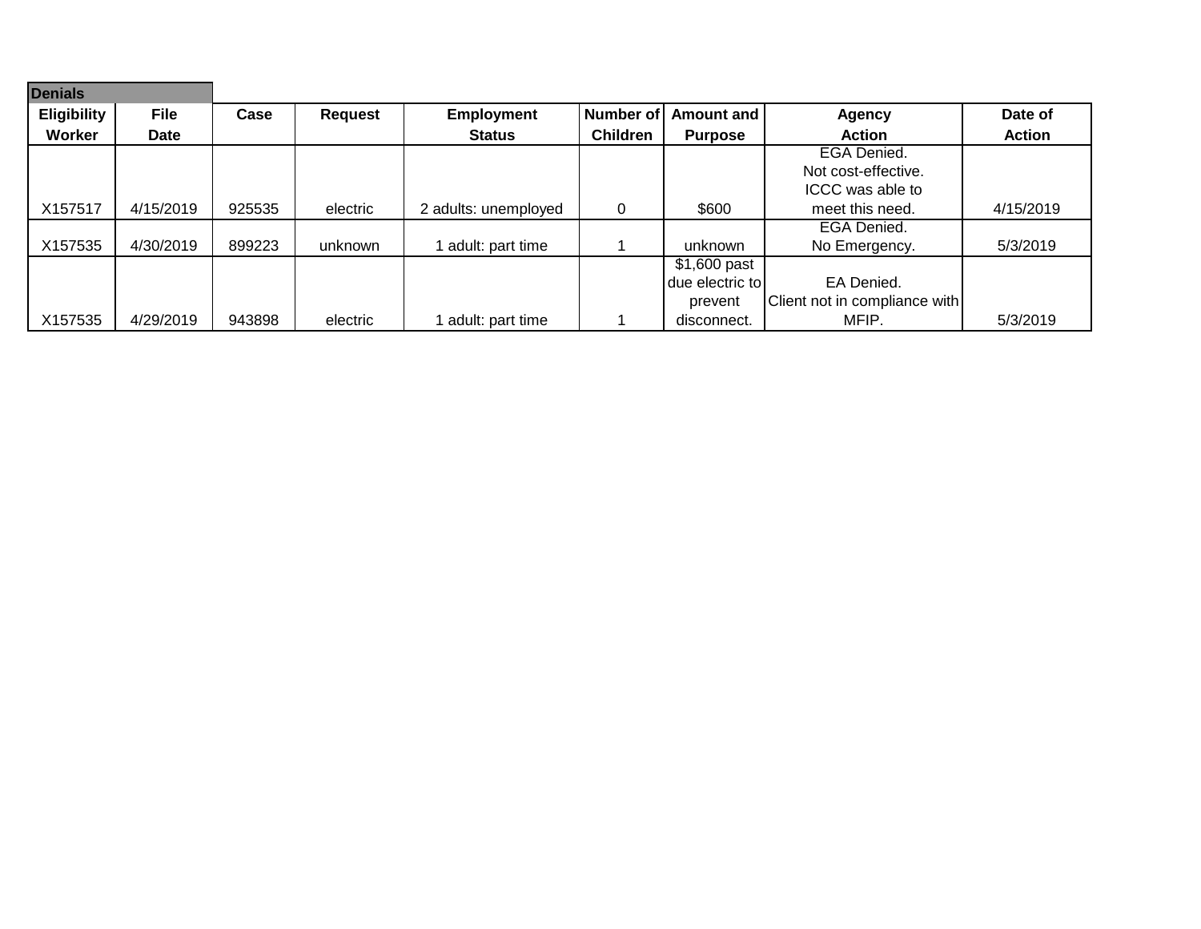**Denials**

| Eligibility Worker | File Date | Case | Request | Employment Status | Number of Children | Amount and Purpose | Agency Action | Date of Action |
|---|---|---|---|---|---|---|---|---|
| X157517 | 4/15/2019 | 925535 | electric | 2 adults: unemployed | 0 | $600 | EGA Denied. Not cost-effective. ICCC was able to meet this need. | 4/15/2019 |
| X157535 | 4/30/2019 | 899223 | unknown | 1 adult: part time | 1 | unknown | EGA Denied. No Emergency. | 5/3/2019 |
| X157535 | 4/29/2019 | 943898 | electric | 1 adult: part time | 1 | $1,600 past due electric to prevent disconnect. | EA Denied. Client not in compliance with MFIP. | 5/3/2019 |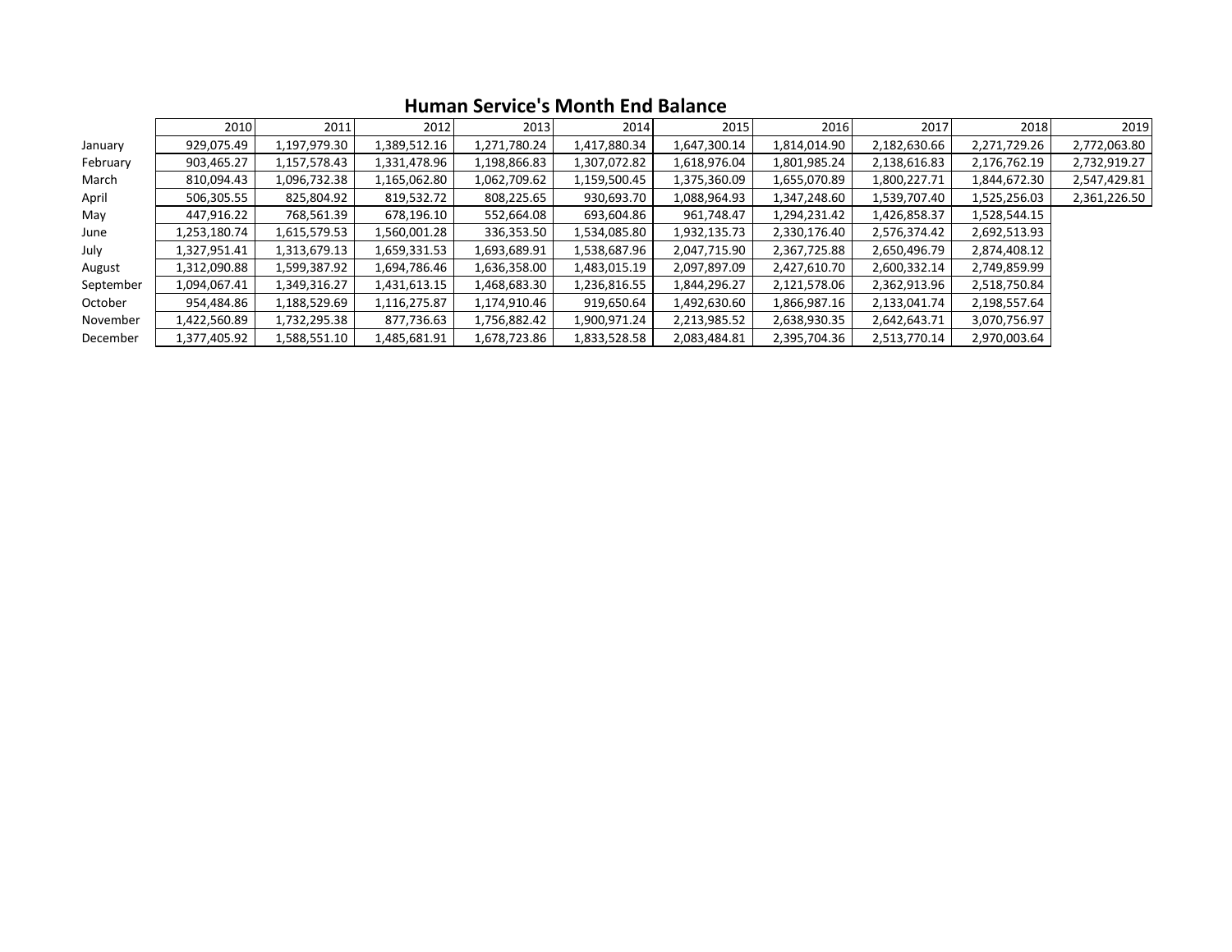## Human Service's Month End Balance

| | 2010 | 2011 | 2012 | 2013 | 2014 | 2015 | 2016 | 2017 | 2018 | 2019 |
|---|---|---|---|---|---|---|---|---|---|---|
| January | 929,075.49 | 1,197,979.30 | 1,389,512.16 | 1,271,780.24 | 1,417,880.34 | 1,647,300.14 | 1,814,014.90 | 2,182,630.66 | 2,271,729.26 | 2,772,063.80 |
| February | 903,465.27 | 1,157,578.43 | 1,331,478.96 | 1,198,866.83 | 1,307,072.82 | 1,618,976.04 | 1,801,985.24 | 2,138,616.83 | 2,176,762.19 | 2,732,919.27 |
| March | 810,094.43 | 1,096,732.38 | 1,165,062.80 | 1,062,709.62 | 1,159,500.45 | 1,375,360.09 | 1,655,070.89 | 1,800,227.71 | 1,844,672.30 | 2,547,429.81 |
| April | 506,305.55 | 825,804.92 | 819,532.72 | 808,225.65 | 930,693.70 | 1,088,964.93 | 1,347,248.60 | 1,539,707.40 | 1,525,256.03 | 2,361,226.50 |
| May | 447,916.22 | 768,561.39 | 678,196.10 | 552,664.08 | 693,604.86 | 961,748.47 | 1,294,231.42 | 1,426,858.37 | 1,528,544.15 | |
| June | 1,253,180.74 | 1,615,579.53 | 1,560,001.28 | 336,353.50 | 1,534,085.80 | 1,932,135.73 | 2,330,176.40 | 2,576,374.42 | 2,692,513.93 | |
| July | 1,327,951.41 | 1,313,679.13 | 1,659,331.53 | 1,693,689.91 | 1,538,687.96 | 2,047,715.90 | 2,367,725.88 | 2,650,496.79 | 2,874,408.12 | |
| August | 1,312,090.88 | 1,599,387.92 | 1,694,786.46 | 1,636,358.00 | 1,483,015.19 | 2,097,897.09 | 2,427,610.70 | 2,600,332.14 | 2,749,859.99 | |
| September | 1,094,067.41 | 1,349,316.27 | 1,431,613.15 | 1,468,683.30 | 1,236,816.55 | 1,844,296.27 | 2,121,578.06 | 2,362,913.96 | 2,518,750.84 | |
| October | 954,484.86 | 1,188,529.69 | 1,116,275.87 | 1,174,910.46 | 919,650.64 | 1,492,630.60 | 1,866,987.16 | 2,133,041.74 | 2,198,557.64 | |
| November | 1,422,560.89 | 1,732,295.38 | 877,736.63 | 1,756,882.42 | 1,900,971.24 | 2,213,985.52 | 2,638,930.35 | 2,642,643.71 | 3,070,756.97 | |
| December | 1,377,405.92 | 1,588,551.10 | 1,485,681.91 | 1,678,723.86 | 1,833,528.58 | 2,083,484.81 | 2,395,704.36 | 2,513,770.14 | 2,970,003.64 | |